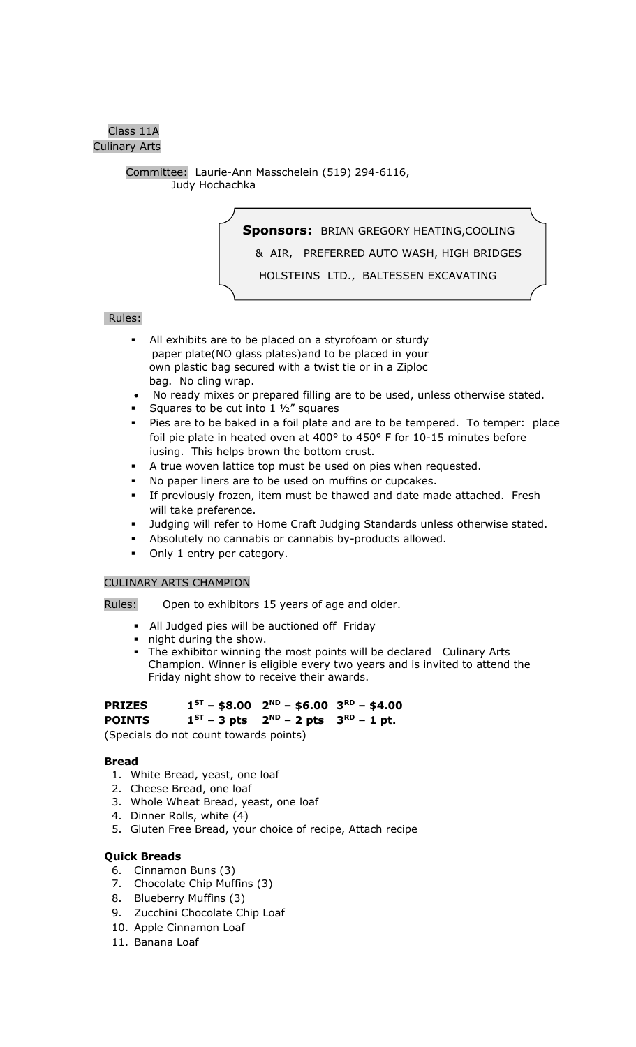Class 11A
Culinary Arts

Committee: Laurie-Ann Masschelein (519) 294-6116, Judy Hochachka

**Sponsors:** BRIAN GREGORY HEATING,COOLING & AIR, PREFERRED AUTO WASH, HIGH BRIDGES HOLSTEINS LTD., BALTESSEN EXCAVATING

Rules:

- All exhibits are to be placed on a styrofoam or sturdy paper plate(NO glass plates)and to be placed in your own plastic bag secured with a twist tie or in a Ziploc bag. No cling wrap.
- No ready mixes or prepared filling are to be used, unless otherwise stated.
- Squares to be cut into 1 ½" squares
- Pies are to be baked in a foil plate and are to be tempered. To temper: place foil pie plate in heated oven at 400° to 450° F for 10-15 minutes before iusing. This helps brown the bottom crust.
- A true woven lattice top must be used on pies when requested.
- No paper liners are to be used on muffins or cupcakes.
- If previously frozen, item must be thawed and date made attached. Fresh will take preference.
- Judging will refer to Home Craft Judging Standards unless otherwise stated.
- Absolutely no cannabis or cannabis by-products allowed.
- Only 1 entry per category.

CULINARY ARTS CHAMPION

Rules: Open to exhibitors 15 years of age and older.

- All Judged pies will be auctioned off Friday
- night during the show.
- The exhibitor winning the most points will be declared Culinary Arts Champion. Winner is eligible every two years and is invited to attend the Friday night show to receive their awards.

**PRIZES 1ST – $8.00 2ND – $6.00 3RD – $4.00**
**POINTS 1ST – 3 pts 2ND – 2 pts 3RD – 1 pt.**
(Specials do not count towards points)

**Bread**

1. White Bread, yeast, one loaf
2. Cheese Bread, one loaf
3. Whole Wheat Bread, yeast, one loaf
4. Dinner Rolls, white (4)
5. Gluten Free Bread, your choice of recipe, Attach recipe

**Quick Breads**

6. Cinnamon Buns (3)
7. Chocolate Chip Muffins (3)
8. Blueberry Muffins (3)
9. Zucchini Chocolate Chip Loaf
10. Apple Cinnamon Loaf
11. Banana Loaf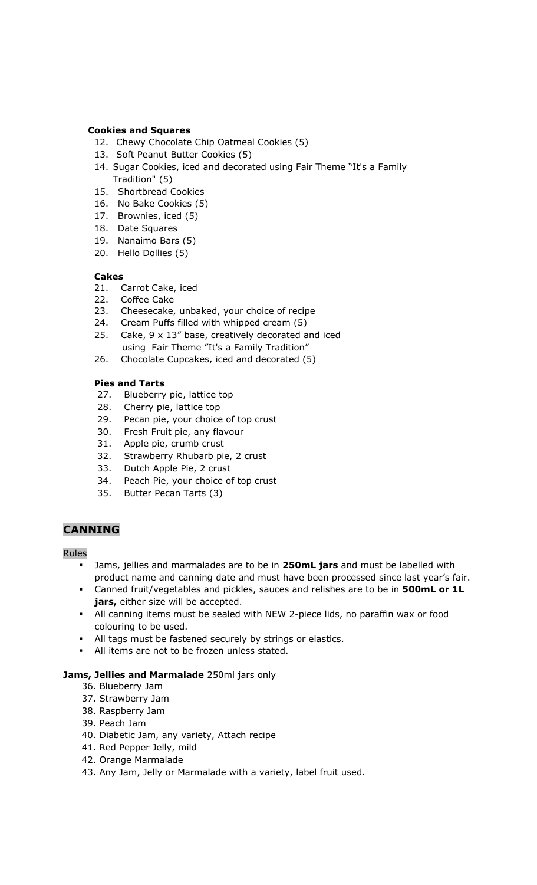### Cookies and Squares

12. Chewy Chocolate Chip Oatmeal Cookies (5)
13. Soft Peanut Butter Cookies (5)
14. Sugar Cookies, iced and decorated using Fair Theme "It's a Family Tradition" (5)
15. Shortbread Cookies
16. No Bake Cookies (5)
17. Brownies, iced (5)
18. Date Squares
19. Nanaimo Bars (5)
20. Hello Dollies (5)

### Cakes

21. Carrot Cake, iced
22. Coffee Cake
23. Cheesecake, unbaked, your choice of recipe
24. Cream Puffs filled with whipped cream (5)
25. Cake, 9 x 13" base, creatively decorated and iced using Fair Theme "It's a Family Tradition"
26. Chocolate Cupcakes, iced and decorated (5)

### Pies and Tarts

27. Blueberry pie, lattice top
28. Cherry pie, lattice top
29. Pecan pie, your choice of top crust
30. Fresh Fruit pie, any flavour
31. Apple pie, crumb crust
32. Strawberry Rhubarb pie, 2 crust
33. Dutch Apple Pie, 2 crust
34. Peach Pie, your choice of top crust
35. Butter Pecan Tarts (3)

## CANNING

Rules

- Jams, jellies and marmalades are to be in **250mL jars** and must be labelled with product name and canning date and must have been processed since last year's fair.
- Canned fruit/vegetables and pickles, sauces and relishes are to be in **500mL or 1L jars,** either size will be accepted.
- All canning items must be sealed with NEW 2-piece lids, no paraffin wax or food colouring to be used.
- All tags must be fastened securely by strings or elastics.
- All items are not to be frozen unless stated.

**Jams, Jellies and Marmalade** 250ml jars only

36. Blueberry Jam
37. Strawberry Jam
38. Raspberry Jam
39. Peach Jam
40. Diabetic Jam, any variety, Attach recipe
41. Red Pepper Jelly, mild
42. Orange Marmalade
43. Any Jam, Jelly or Marmalade with a variety, label fruit used.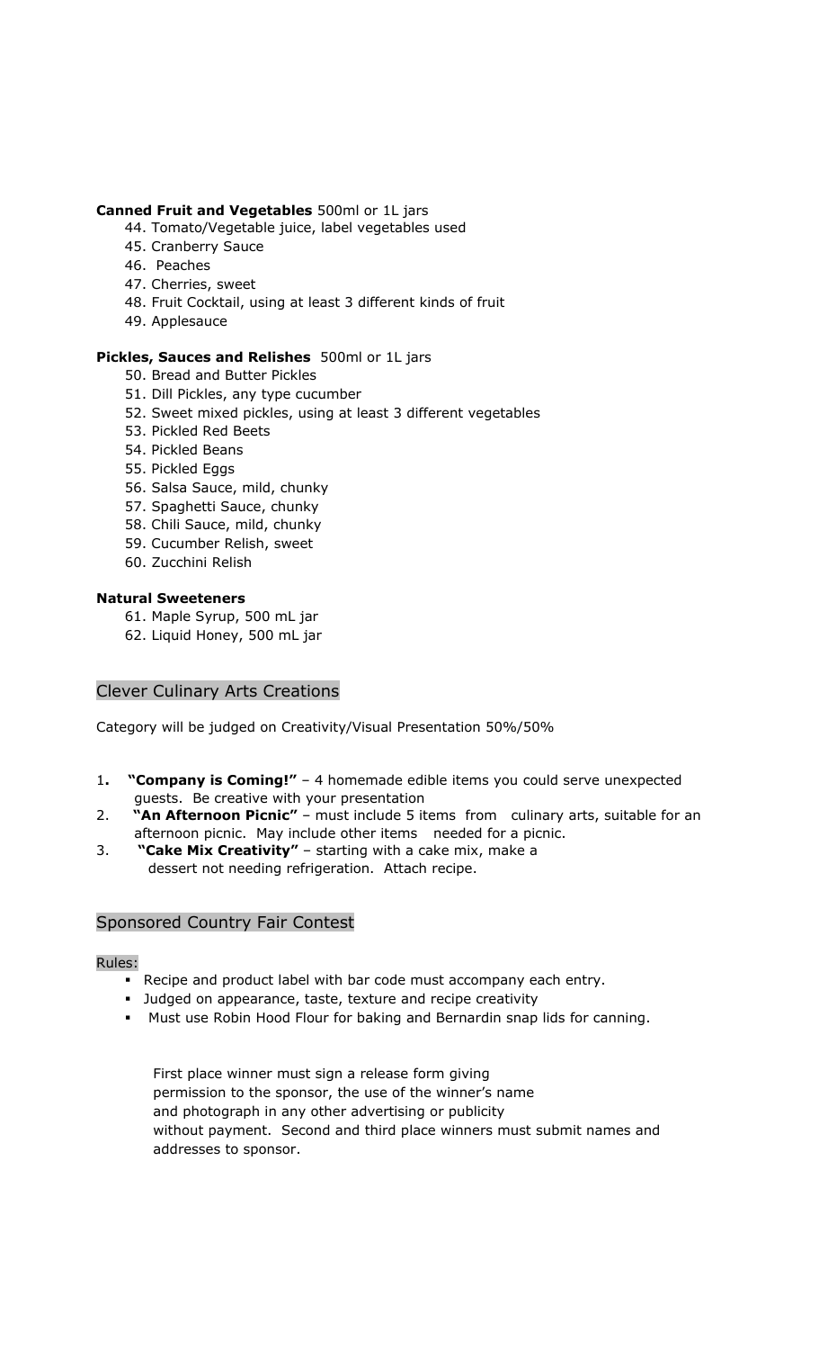**Canned Fruit and Vegetables** 500ml or 1L jars

44. Tomato/Vegetable juice, label vegetables used
45. Cranberry Sauce
46. Peaches
47. Cherries, sweet
48. Fruit Cocktail, using at least 3 different kinds of fruit
49. Applesauce

**Pickles, Sauces and Relishes** 500ml or 1L jars

50. Bread and Butter Pickles
51. Dill Pickles, any type cucumber
52. Sweet mixed pickles, using at least 3 different vegetables
53. Pickled Red Beets
54. Pickled Beans
55. Pickled Eggs
56. Salsa Sauce, mild, chunky
57. Spaghetti Sauce, chunky
58. Chili Sauce, mild, chunky
59. Cucumber Relish, sweet
60. Zucchini Relish

**Natural Sweeteners**

61. Maple Syrup, 500 mL jar
62. Liquid Honey, 500 mL jar

## Clever Culinary Arts Creations

Category will be judged on Creativity/Visual Presentation 50%/50%

1. **"Company is Coming!"** – 4 homemade edible items you could serve unexpected guests. Be creative with your presentation
2. **"An Afternoon Picnic"** – must include 5 items from culinary arts, suitable for an afternoon picnic. May include other items needed for a picnic.
3. **"Cake Mix Creativity"** – starting with a cake mix, make a dessert not needing refrigeration. Attach recipe.

## Sponsored Country Fair Contest

Rules:

- Recipe and product label with bar code must accompany each entry.
- Judged on appearance, taste, texture and recipe creativity
- Must use Robin Hood Flour for baking and Bernardin snap lids for canning.

First place winner must sign a release form giving permission to the sponsor, the use of the winner's name and photograph in any other advertising or publicity without payment. Second and third place winners must submit names and addresses to sponsor.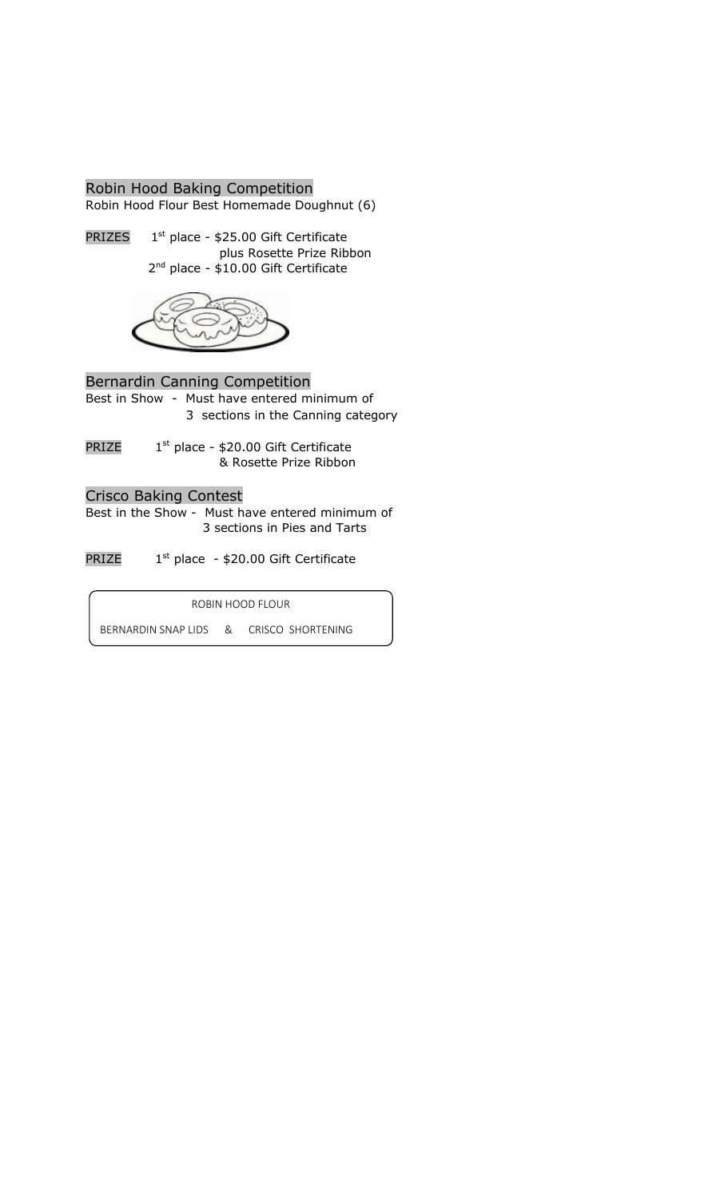## Robin Hood Baking Competition

Robin Hood Flour Best Homemade Doughnut (6)

PRIZES 1st place - $25.00 Gift Certificate plus Rosette Prize Ribbon

2nd place - $10.00 Gift Certificate

## Bernardin Canning Competition

Best in Show - Must have entered minimum of 3 sections in the Canning category

PRIZE 1st place - $20.00 Gift Certificate & Rosette Prize Ribbon

## Crisco Baking Contest

Best in the Show - Must have entered minimum of 3 sections in Pies and Tarts

PRIZE 1st place - $20.00 Gift Certificate

ROBIN HOOD FLOUR

BERNARDIN SNAP LIDS & CRISCO SHORTENING